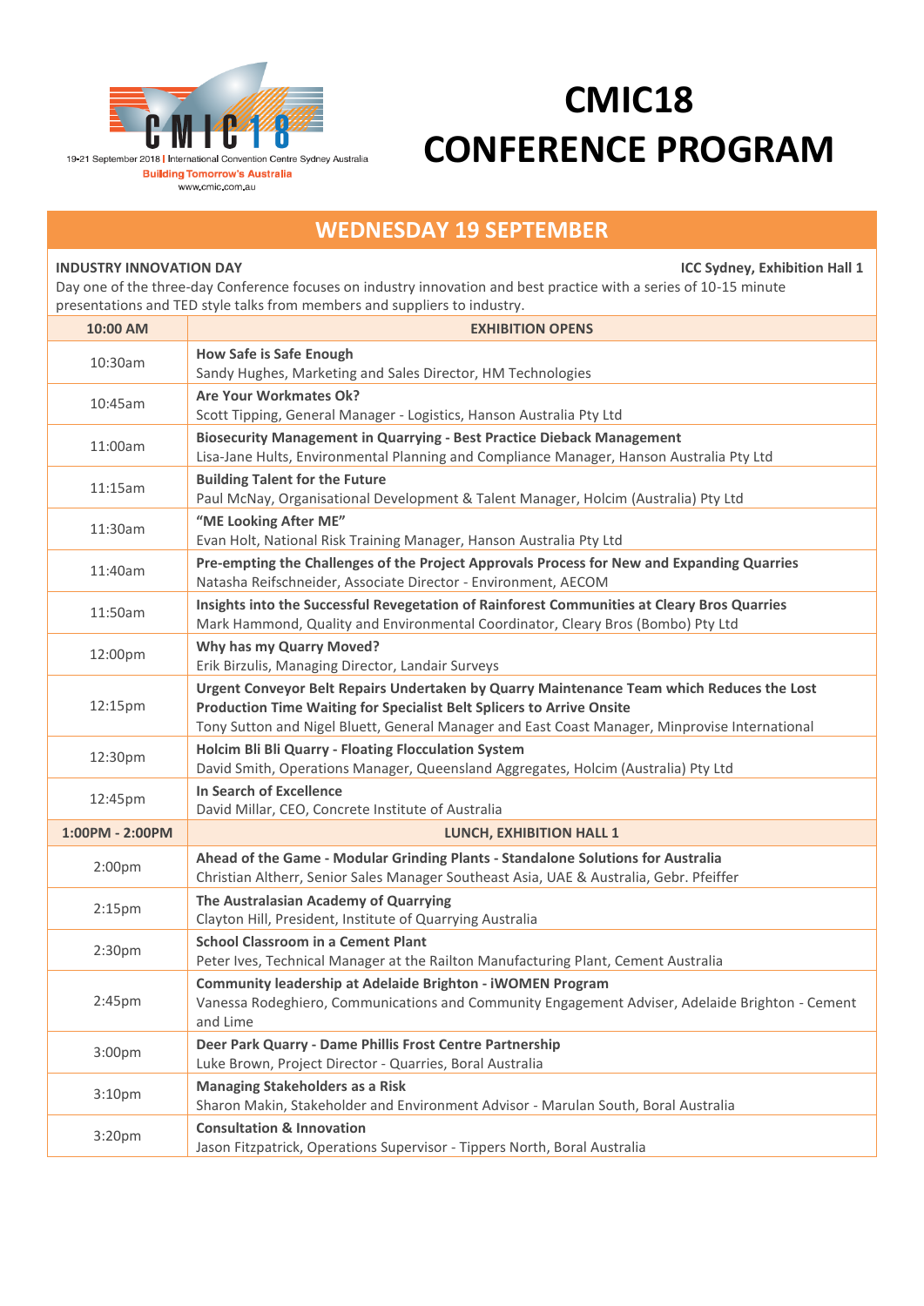19-21 September 2018 | International Convention Centre Sydney Australia
**Building Tomorrow's Australia**
www.cmic.com.au

# CMIC18 CONFERENCE PROGRAM

## WEDNESDAY 19 SEPTEMBER

**INDUSTRY INNOVATION DAY** — **ICC Sydney, Exhibition Hall 1**

Day one of the three-day Conference focuses on industry innovation and best practice with a series of 10-15 minute presentations and TED style talks from members and suppliers to industry.

| **10:00 AM** | **EXHIBITION OPENS** |
|---|---|
| 10:30am | **How Safe is Safe Enough**<br>Sandy Hughes, Marketing and Sales Director, HM Technologies |
| 10:45am | **Are Your Workmates Ok?**<br>Scott Tipping, General Manager - Logistics, Hanson Australia Pty Ltd |
| 11:00am | **Biosecurity Management in Quarrying - Best Practice Dieback Management**<br>Lisa-Jane Hults, Environmental Planning and Compliance Manager, Hanson Australia Pty Ltd |
| 11:15am | **Building Talent for the Future**<br>Paul McNay, Organisational Development & Talent Manager, Holcim (Australia) Pty Ltd |
| 11:30am | **"ME Looking After ME"**<br>Evan Holt, National Risk Training Manager, Hanson Australia Pty Ltd |
| 11:40am | **Pre-empting the Challenges of the Project Approvals Process for New and Expanding Quarries**<br>Natasha Reifschneider, Associate Director - Environment, AECOM |
| 11:50am | **Insights into the Successful Revegetation of Rainforest Communities at Cleary Bros Quarries**<br>Mark Hammond, Quality and Environmental Coordinator, Cleary Bros (Bombo) Pty Ltd |
| 12:00pm | **Why has my Quarry Moved?**<br>Erik Birzulis, Managing Director, Landair Surveys |
| 12:15pm | **Urgent Conveyor Belt Repairs Undertaken by Quarry Maintenance Team which Reduces the Lost Production Time Waiting for Specialist Belt Splicers to Arrive Onsite**<br>Tony Sutton and Nigel Bluett, General Manager and East Coast Manager, Minprovise International |
| 12:30pm | **Holcim Bli Bli Quarry - Floating Flocculation System**<br>David Smith, Operations Manager, Queensland Aggregates, Holcim (Australia) Pty Ltd |
| 12:45pm | **In Search of Excellence**<br>David Millar, CEO, Concrete Institute of Australia |
| **1:00PM - 2:00PM** | **LUNCH, EXHIBITION HALL 1** |
| 2:00pm | **Ahead of the Game - Modular Grinding Plants - Standalone Solutions for Australia**<br>Christian Altherr, Senior Sales Manager Southeast Asia, UAE & Australia, Gebr. Pfeiffer |
| 2:15pm | **The Australasian Academy of Quarrying**<br>Clayton Hill, President, Institute of Quarrying Australia |
| 2:30pm | **School Classroom in a Cement Plant**<br>Peter Ives, Technical Manager at the Railton Manufacturing Plant, Cement Australia |
| 2:45pm | **Community leadership at Adelaide Brighton - iWOMEN Program**<br>Vanessa Rodeghiero, Communications and Community Engagement Adviser, Adelaide Brighton - Cement and Lime |
| 3:00pm | **Deer Park Quarry - Dame Phillis Frost Centre Partnership**<br>Luke Brown, Project Director - Quarries, Boral Australia |
| 3:10pm | **Managing Stakeholders as a Risk**<br>Sharon Makin, Stakeholder and Environment Advisor - Marulan South, Boral Australia |
| 3:20pm | **Consultation & Innovation**<br>Jason Fitzpatrick, Operations Supervisor - Tippers North, Boral Australia |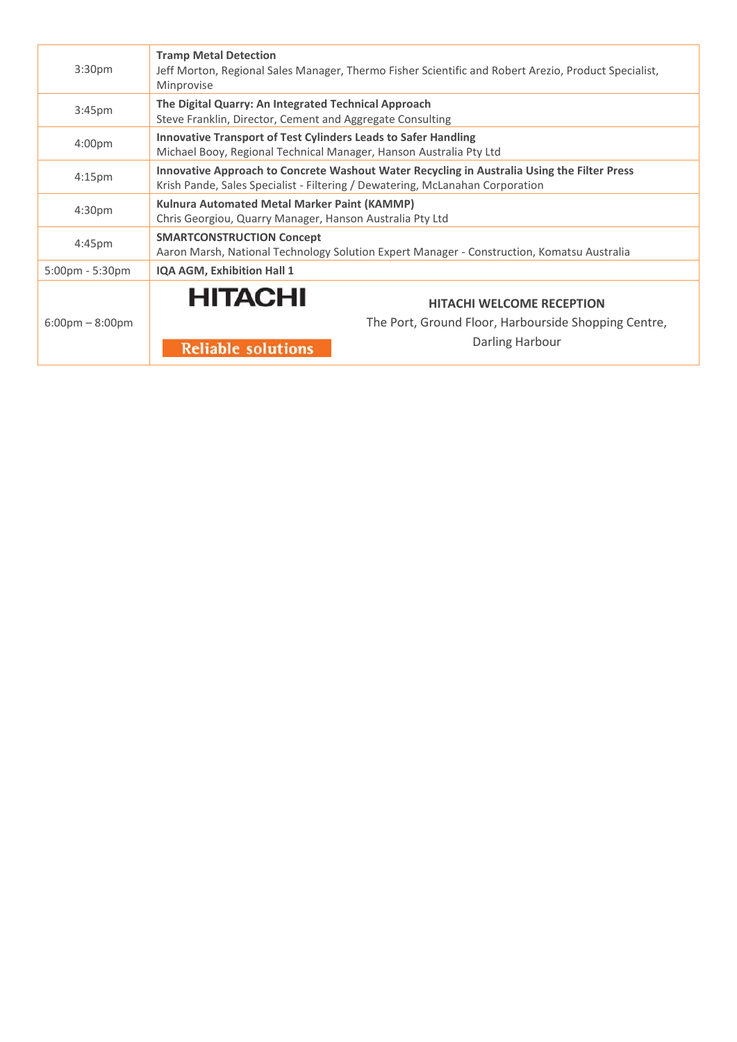| | |
|---|---|
| 3:30pm | **Tramp Metal Detection**<br>Jeff Morton, Regional Sales Manager, Thermo Fisher Scientific and Robert Arezio, Product Specialist, Minprovise |
| 3:45pm | **The Digital Quarry: An Integrated Technical Approach**<br>Steve Franklin, Director, Cement and Aggregate Consulting |
| 4:00pm | **Innovative Transport of Test Cylinders Leads to Safer Handling**<br>Michael Booy, Regional Technical Manager, Hanson Australia Pty Ltd |
| 4:15pm | **Innovative Approach to Concrete Washout Water Recycling in Australia Using the Filter Press**<br>Krish Pande, Sales Specialist - Filtering / Dewatering, McLanahan Corporation |
| 4:30pm | **Kulnura Automated Metal Marker Paint (KAMMP)**<br>Chris Georgiou, Quarry Manager, Hanson Australia Pty Ltd |
| 4:45pm | **SMARTCONSTRUCTION Concept**<br>Aaron Marsh, National Technology Solution Expert Manager - Construction, Komatsu Australia |
| 5:00pm - 5:30pm | **IQA AGM, Exhibition Hall 1** |
| 6:00pm – 8:00pm | HITACHI Reliable solutions<br>**HITACHI WELCOME RECEPTION**<br>The Port, Ground Floor, Harbourside Shopping Centre, Darling Harbour |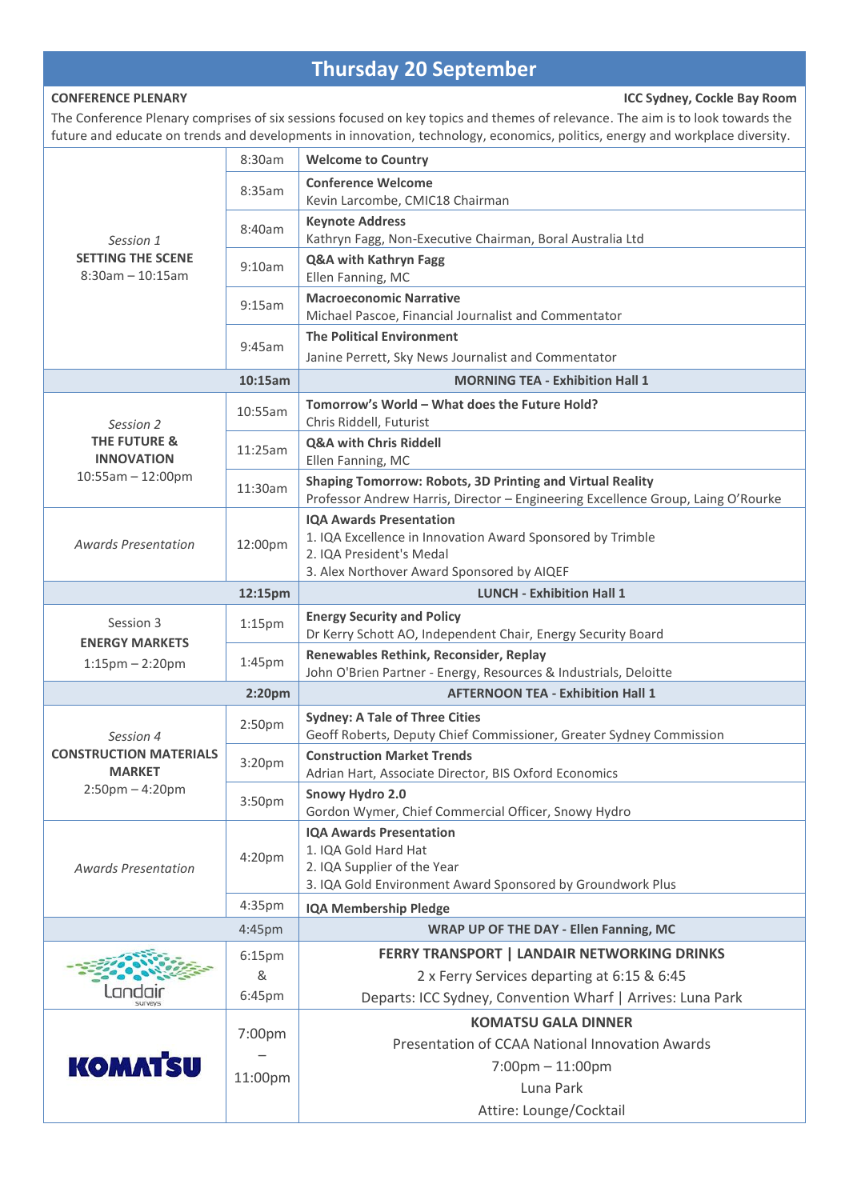# Thursday 20 September

**CONFERENCE PLENARY** **ICC Sydney, Cockle Bay Room**

The Conference Plenary comprises of six sessions focused on key topics and themes of relevance. The aim is to look towards the future and educate on trends and developments in innovation, technology, economics, politics, energy and workplace diversity.

| Session | Time | Program |
|---|---|---|
| *Session 1* **SETTING THE SCENE** 8:30am – 10:15am | 8:30am | **Welcome to Country** |
| | 8:35am | **Conference Welcome** Kevin Larcombe, CMIC18 Chairman |
| | 8:40am | **Keynote Address** Kathryn Fagg, Non-Executive Chairman, Boral Australia Ltd |
| | 9:10am | **Q&A with Kathryn Fagg** Ellen Fanning, MC |
| | 9:15am | **Macroeconomic Narrative** Michael Pascoe, Financial Journalist and Commentator |
| | 9:45am | **The Political Environment** Janine Perrett, Sky News Journalist and Commentator |
| | **10:15am** | **MORNING TEA - Exhibition Hall 1** |
| *Session 2* **THE FUTURE & INNOVATION** 10:55am – 12:00pm | 10:55am | **Tomorrow's World – What does the Future Hold?** Chris Riddell, Futurist |
| | 11:25am | **Q&A with Chris Riddell** Ellen Fanning, MC |
| | 11:30am | **Shaping Tomorrow: Robots, 3D Printing and Virtual Reality** Professor Andrew Harris, Director – Engineering Excellence Group, Laing O'Rourke |
| *Awards Presentation* | 12:00pm | **IQA Awards Presentation** 1. IQA Excellence in Innovation Award Sponsored by Trimble 2. IQA President's Medal 3. Alex Northover Award Sponsored by AIQEF |
| | **12:15pm** | **LUNCH - Exhibition Hall 1** |
| Session 3 **ENERGY MARKETS** 1:15pm – 2:20pm | 1:15pm | **Energy Security and Policy** Dr Kerry Schott AO, Independent Chair, Energy Security Board |
| | 1:45pm | **Renewables Rethink, Reconsider, Replay** John O'Brien Partner - Energy, Resources & Industrials, Deloitte |
| | **2:20pm** | **AFTERNOON TEA - Exhibition Hall 1** |
| *Session 4* **CONSTRUCTION MATERIALS MARKET** 2:50pm – 4:20pm | 2:50pm | **Sydney: A Tale of Three Cities** Geoff Roberts, Deputy Chief Commissioner, Greater Sydney Commission |
| | 3:20pm | **Construction Market Trends** Adrian Hart, Associate Director, BIS Oxford Economics |
| | 3:50pm | **Snowy Hydro 2.0** Gordon Wymer, Chief Commercial Officer, Snowy Hydro |
| *Awards Presentation* | 4:20pm | **IQA Awards Presentation** 1. IQA Gold Hard Hat 2. IQA Supplier of the Year 3. IQA Gold Environment Award Sponsored by Groundwork Plus |
| | 4:35pm | **IQA Membership Pledge** |
| | 4:45pm | **WRAP UP OF THE DAY - Ellen Fanning, MC** |
| Landair surveys | 6:15pm & 6:45pm | **FERRY TRANSPORT \| LANDAIR NETWORKING DRINKS** 2 x Ferry Services departing at 6:15 & 6:45 Departs: ICC Sydney, Convention Wharf \| Arrives: Luna Park |
| KOMATSU | 7:00pm – 11:00pm | **KOMATSU GALA DINNER** Presentation of CCAA National Innovation Awards 7:00pm – 11:00pm Luna Park Attire: Lounge/Cocktail |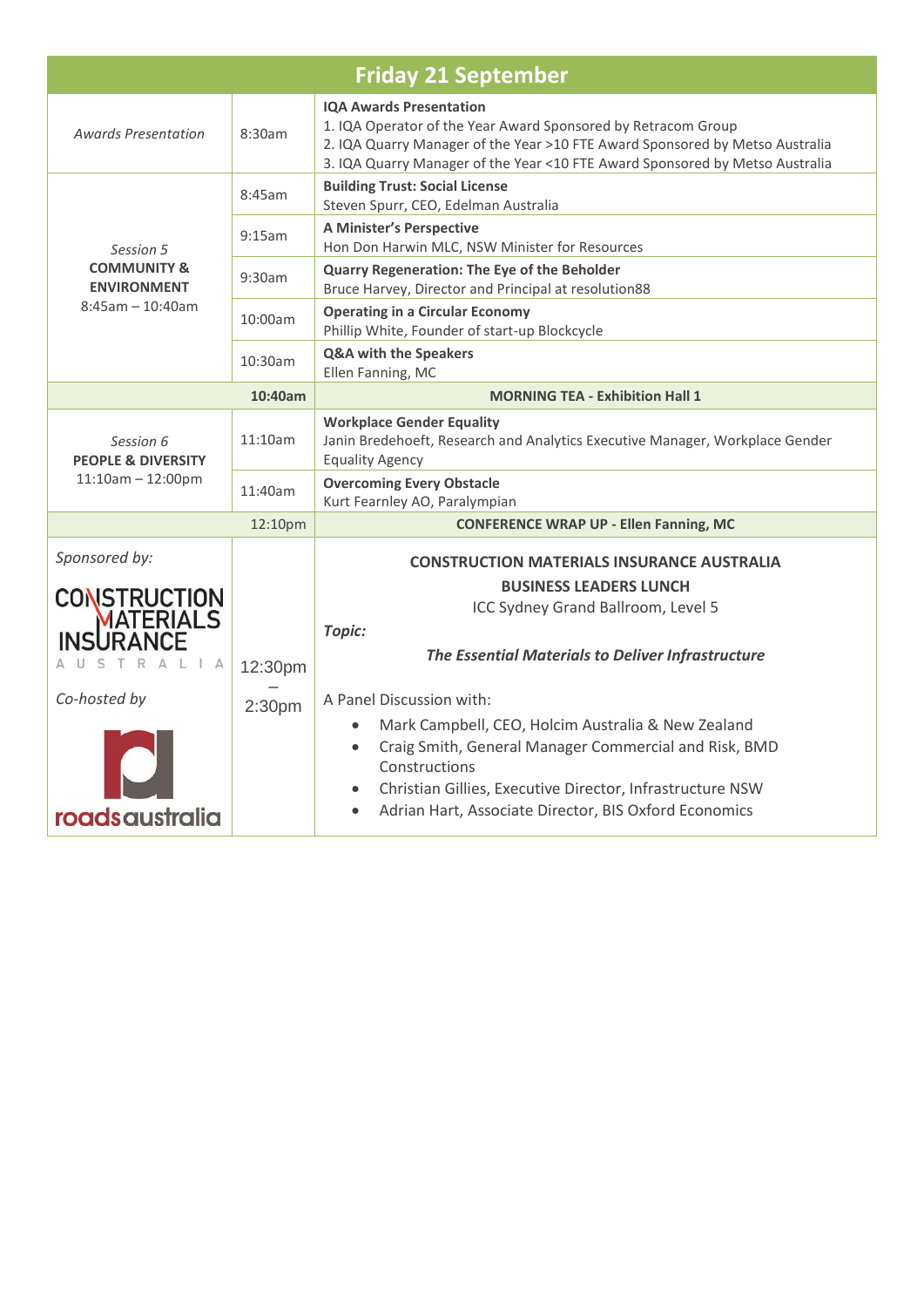## Friday 21 September

| | | |
|---|---|---|
| *Awards Presentation* | 8:30am | **IQA Awards Presentation**<br>1. IQA Operator of the Year Award Sponsored by Retracom Group<br>2. IQA Quarry Manager of the Year >10 FTE Award Sponsored by Metso Australia<br>3. IQA Quarry Manager of the Year <10 FTE Award Sponsored by Metso Australia |
| *Session 5*<br>**COMMUNITY & ENVIRONMENT**<br>8:45am – 10:40am | 8:45am | **Building Trust: Social License**<br>Steven Spurr, CEO, Edelman Australia |
| | 9:15am | **A Minister's Perspective**<br>Hon Don Harwin MLC, NSW Minister for Resources |
| | 9:30am | **Quarry Regeneration: The Eye of the Beholder**<br>Bruce Harvey, Director and Principal at resolution88 |
| | 10:00am | **Operating in a Circular Economy**<br>Phillip White, Founder of start-up Blockcycle |
| | 10:30am | **Q&A with the Speakers**<br>Ellen Fanning, MC |
| | **10:40am** | **MORNING TEA - Exhibition Hall 1** |
| *Session 6*<br>**PEOPLE & DIVERSITY**<br>11:10am – 12:00pm | 11:10am | **Workplace Gender Equality**<br>Janin Bredehoeft, Research and Analytics Executive Manager, Workplace Gender Equality Agency |
| | 11:40am | **Overcoming Every Obstacle**<br>Kurt Fearnley AO, Paralympian |
| | 12:10pm | **CONFERENCE WRAP UP - Ellen Fanning, MC** |
| *Sponsored by:*<br>CONSTRUCTION MATERIALS INSURANCE AUSTRALIA<br>*Co-hosted by*<br>roadsaustralia | 12:30pm – 2:30pm | **CONSTRUCTION MATERIALS INSURANCE AUSTRALIA BUSINESS LEADERS LUNCH**<br>ICC Sydney Grand Ballroom, Level 5<br>*Topic:*<br>***The Essential Materials to Deliver Infrastructure***<br>A Panel Discussion with:<br>• Mark Campbell, CEO, Holcim Australia & New Zealand<br>• Craig Smith, General Manager Commercial and Risk, BMD Constructions<br>• Christian Gillies, Executive Director, Infrastructure NSW<br>• Adrian Hart, Associate Director, BIS Oxford Economics |